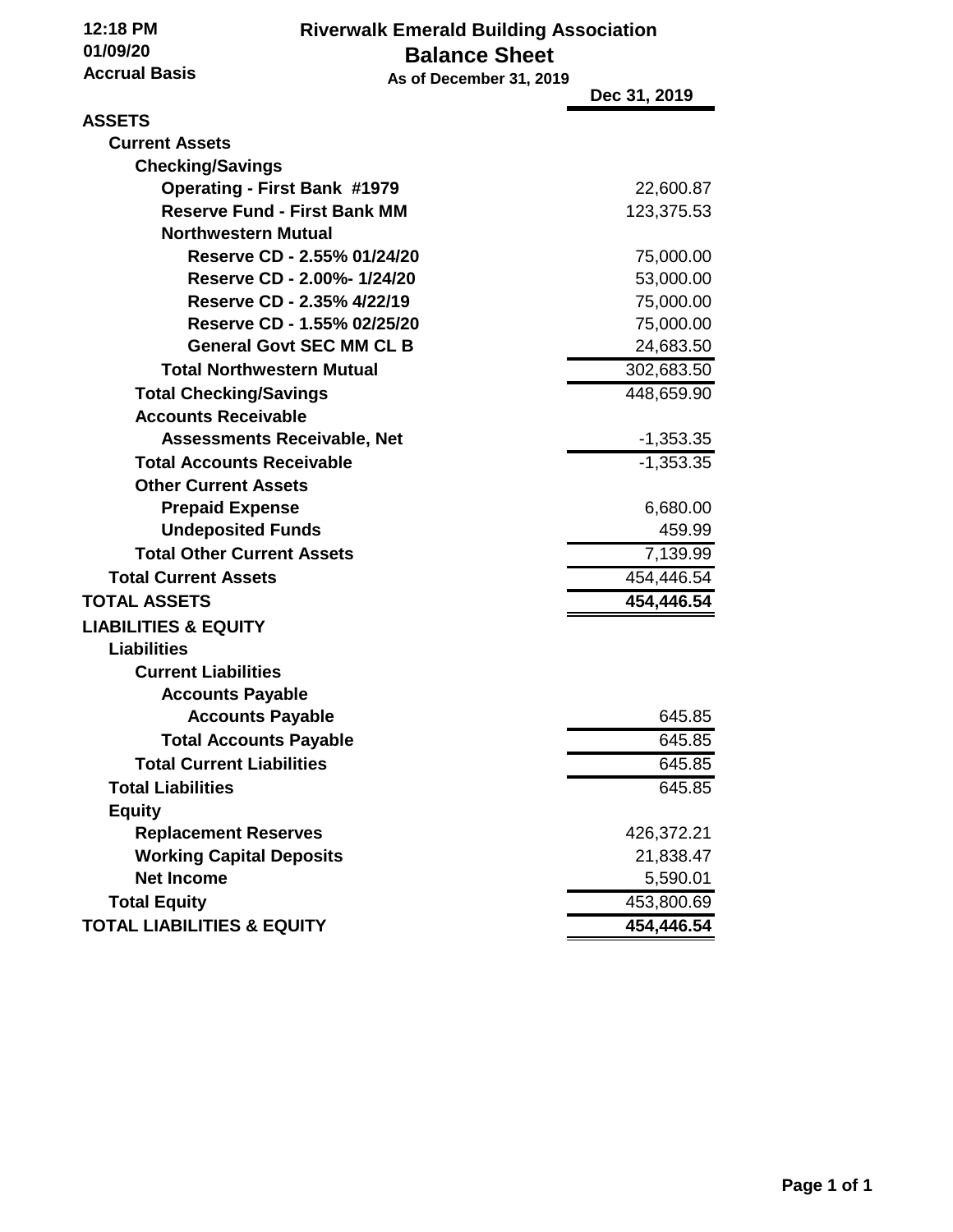12:18 PM
01/09/20
Accrual Basis

# Riverwalk Emerald Building Association

## Balance Sheet

**As of December 31, 2019**

| | Dec 31, 2019 |
|---|---|
| **ASSETS** | |
| **Current Assets** | |
| **Checking/Savings** | |
| **Operating - First Bank #1979** | 22,600.87 |
| **Reserve Fund - First Bank MM** | 123,375.53 |
| **Northwestern Mutual** | |
| **Reserve CD - 2.55% 01/24/20** | 75,000.00 |
| **Reserve CD - 2.00%- 1/24/20** | 53,000.00 |
| **Reserve CD - 2.35% 4/22/19** | 75,000.00 |
| **Reserve CD - 1.55% 02/25/20** | 75,000.00 |
| **General Govt SEC MM CL B** | 24,683.50 |
| **Total Northwestern Mutual** | 302,683.50 |
| **Total Checking/Savings** | 448,659.90 |
| **Accounts Receivable** | |
| **Assessments Receivable, Net** | -1,353.35 |
| **Total Accounts Receivable** | -1,353.35 |
| **Other Current Assets** | |
| **Prepaid Expense** | 6,680.00 |
| **Undeposited Funds** | 459.99 |
| **Total Other Current Assets** | 7,139.99 |
| **Total Current Assets** | 454,446.54 |
| **TOTAL ASSETS** | **454,446.54** |
| **LIABILITIES & EQUITY** | |
| **Liabilities** | |
| **Current Liabilities** | |
| **Accounts Payable** | |
| **Accounts Payable** | 645.85 |
| **Total Accounts Payable** | 645.85 |
| **Total Current Liabilities** | 645.85 |
| **Total Liabilities** | 645.85 |
| **Equity** | |
| **Replacement Reserves** | 426,372.21 |
| **Working Capital Deposits** | 21,838.47 |
| **Net Income** | 5,590.01 |
| **Total Equity** | 453,800.69 |
| **TOTAL LIABILITIES & EQUITY** | **454,446.54** |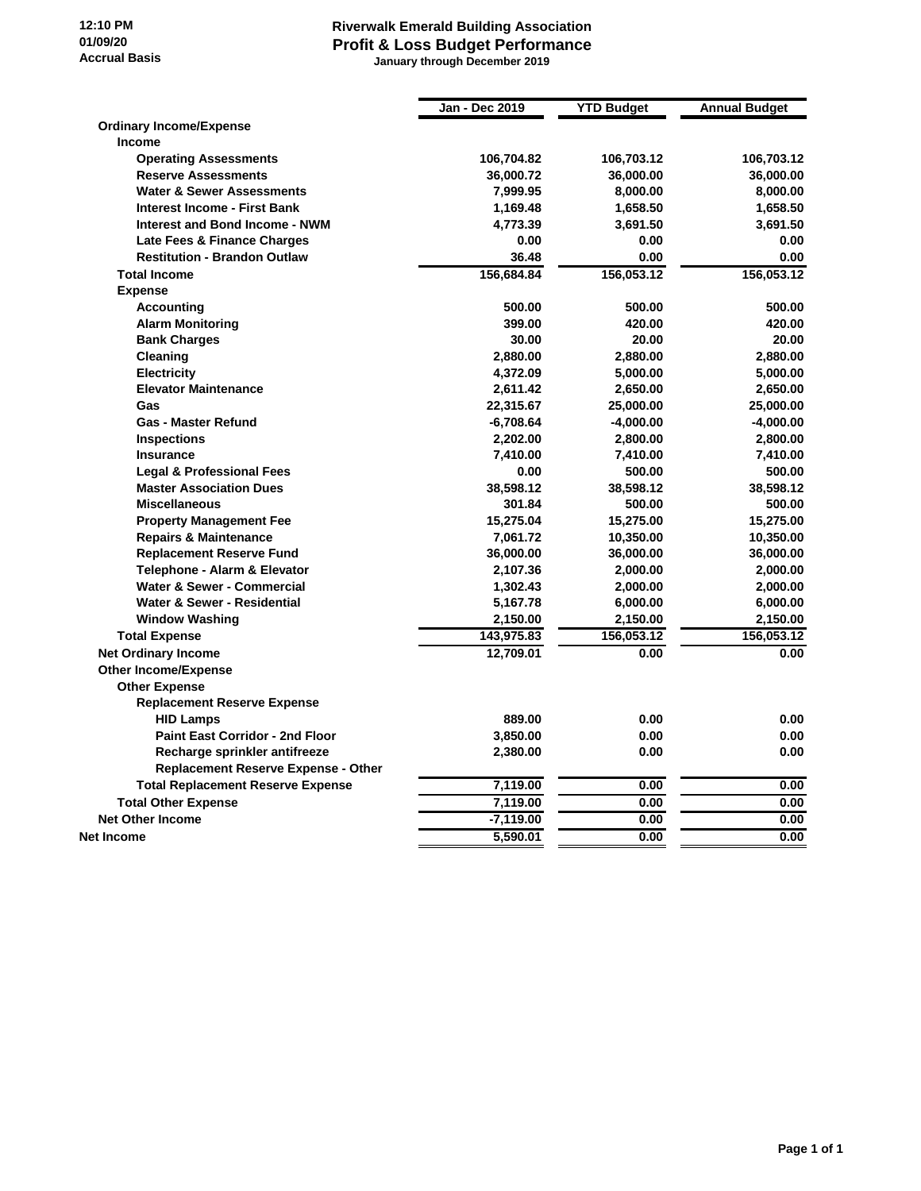12:10 PM
01/09/20
Accrual Basis

# Riverwalk Emerald Building Association
## Profit & Loss Budget Performance
January through December 2019

| | Jan - Dec 2019 | YTD Budget | Annual Budget |
|---|---|---|---|
| **Ordinary Income/Expense** | | | |
| **Income** | | | |
| Operating Assessments | 106,704.82 | 106,703.12 | 106,703.12 |
| Reserve Assessments | 36,000.72 | 36,000.00 | 36,000.00 |
| Water & Sewer Assessments | 7,999.95 | 8,000.00 | 8,000.00 |
| Interest Income - First Bank | 1,169.48 | 1,658.50 | 1,658.50 |
| Interest and Bond Income - NWM | 4,773.39 | 3,691.50 | 3,691.50 |
| Late Fees & Finance Charges | 0.00 | 0.00 | 0.00 |
| Restitution - Brandon Outlaw | 36.48 | 0.00 | 0.00 |
| **Total Income** | 156,684.84 | 156,053.12 | 156,053.12 |
| **Expense** | | | |
| Accounting | 500.00 | 500.00 | 500.00 |
| Alarm Monitoring | 399.00 | 420.00 | 420.00 |
| Bank Charges | 30.00 | 20.00 | 20.00 |
| Cleaning | 2,880.00 | 2,880.00 | 2,880.00 |
| Electricity | 4,372.09 | 5,000.00 | 5,000.00 |
| Elevator Maintenance | 2,611.42 | 2,650.00 | 2,650.00 |
| Gas | 22,315.67 | 25,000.00 | 25,000.00 |
| Gas - Master Refund | -6,708.64 | -4,000.00 | -4,000.00 |
| Inspections | 2,202.00 | 2,800.00 | 2,800.00 |
| Insurance | 7,410.00 | 7,410.00 | 7,410.00 |
| Legal & Professional Fees | 0.00 | 500.00 | 500.00 |
| Master Association Dues | 38,598.12 | 38,598.12 | 38,598.12 |
| Miscellaneous | 301.84 | 500.00 | 500.00 |
| Property Management Fee | 15,275.04 | 15,275.00 | 15,275.00 |
| Repairs & Maintenance | 7,061.72 | 10,350.00 | 10,350.00 |
| Replacement Reserve Fund | 36,000.00 | 36,000.00 | 36,000.00 |
| Telephone - Alarm & Elevator | 2,107.36 | 2,000.00 | 2,000.00 |
| Water & Sewer - Commercial | 1,302.43 | 2,000.00 | 2,000.00 |
| Water & Sewer - Residential | 5,167.78 | 6,000.00 | 6,000.00 |
| Window Washing | 2,150.00 | 2,150.00 | 2,150.00 |
| **Total Expense** | 143,975.83 | 156,053.12 | 156,053.12 |
| **Net Ordinary Income** | 12,709.01 | 0.00 | 0.00 |
| **Other Income/Expense** | | | |
| **Other Expense** | | | |
| **Replacement Reserve Expense** | | | |
| HID Lamps | 889.00 | 0.00 | 0.00 |
| Paint East Corridor - 2nd Floor | 3,850.00 | 0.00 | 0.00 |
| Recharge sprinkler antifreeze | 2,380.00 | 0.00 | 0.00 |
| Replacement Reserve Expense - Other | | | |
| **Total Replacement Reserve Expense** | 7,119.00 | 0.00 | 0.00 |
| **Total Other Expense** | 7,119.00 | 0.00 | 0.00 |
| **Net Other Income** | -7,119.00 | 0.00 | 0.00 |
| **Net Income** | 5,590.01 | 0.00 | 0.00 |